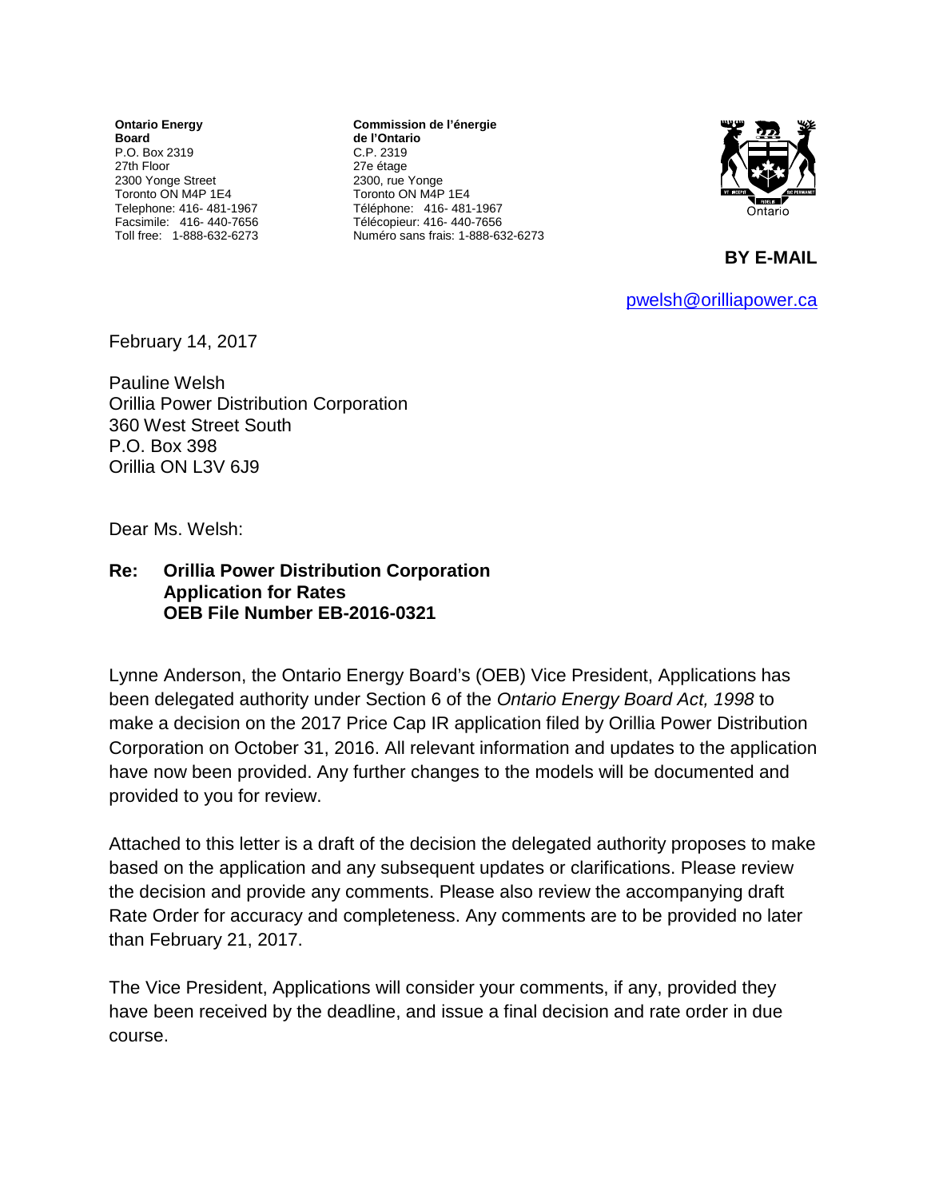**Ontario Energy Board**
P.O. Box 2319
27th Floor
2300 Yonge Street
Toronto ON M4P 1E4
Telephone: 416- 481-1967
Facsimile: 416- 440-7656
Toll free: 1-888-632-6273

**Commission de l'énergie de l'Ontario**
C.P. 2319
27e étage
2300, rue Yonge
Toronto ON M4P 1E4
Téléphone: 416- 481-1967
Télécopieur: 416- 440-7656
Numéro sans frais: 1-888-632-6273

**BY E-MAIL**

pwelsh@orilliapower.ca

February 14, 2017

Pauline Welsh
Orillia Power Distribution Corporation
360 West Street South
P.O. Box 398
Orillia ON L3V 6J9

Dear Ms. Welsh:

**Re: Orillia Power Distribution Corporation**
**Application for Rates**
**OEB File Number EB-2016-0321**

Lynne Anderson, the Ontario Energy Board's (OEB) Vice President, Applications has been delegated authority under Section 6 of the *Ontario Energy Board Act, 1998* to make a decision on the 2017 Price Cap IR application filed by Orillia Power Distribution Corporation on October 31, 2016. All relevant information and updates to the application have now been provided. Any further changes to the models will be documented and provided to you for review.

Attached to this letter is a draft of the decision the delegated authority proposes to make based on the application and any subsequent updates or clarifications. Please review the decision and provide any comments. Please also review the accompanying draft Rate Order for accuracy and completeness. Any comments are to be provided no later than February 21, 2017.

The Vice President, Applications will consider your comments, if any, provided they have been received by the deadline, and issue a final decision and rate order in due course.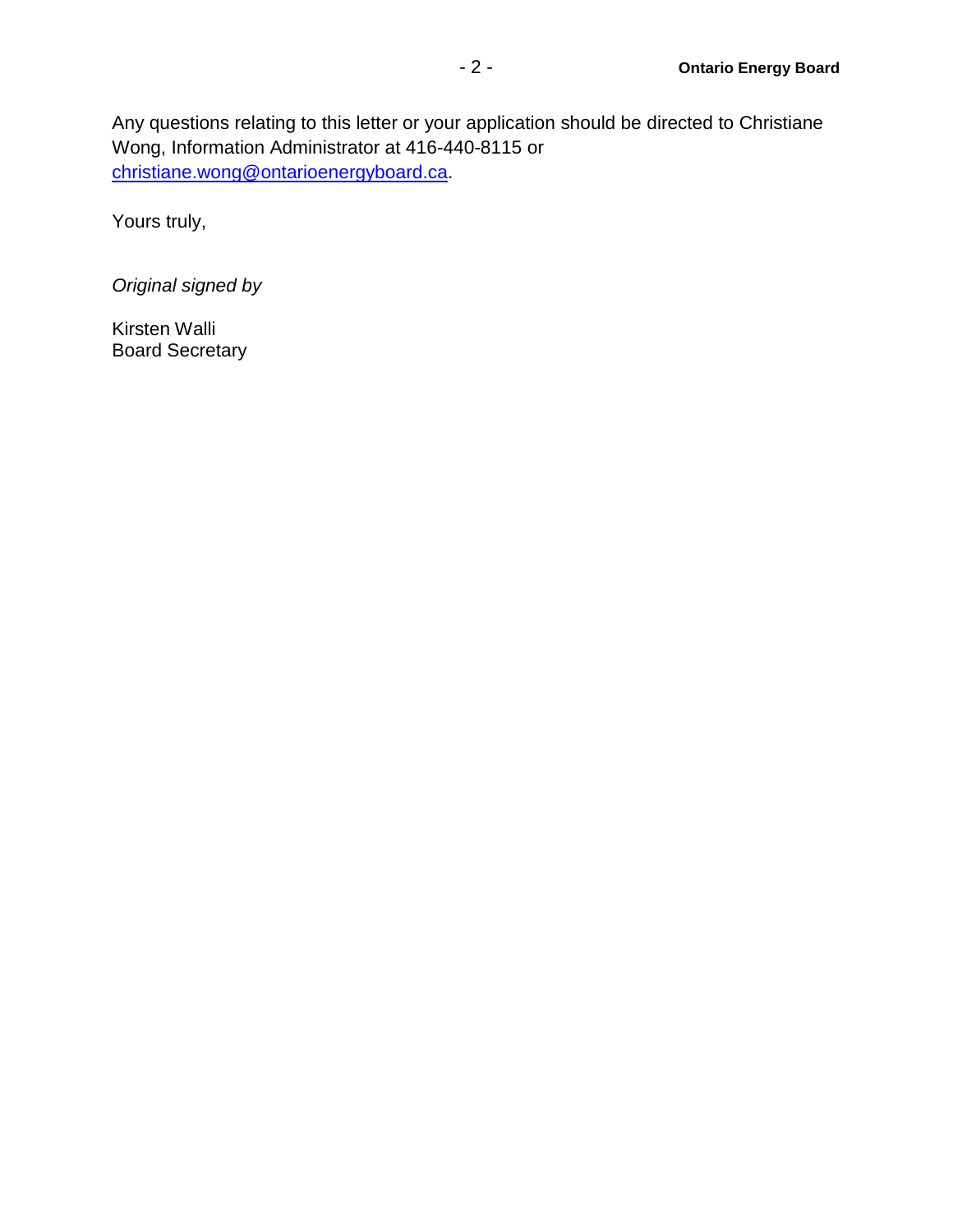Any questions relating to this letter or your application should be directed to Christiane Wong, Information Administrator at 416-440-8115 or christiane.wong@ontarioenergyboard.ca.

Yours truly,

*Original signed by*

Kirsten Walli
Board Secretary